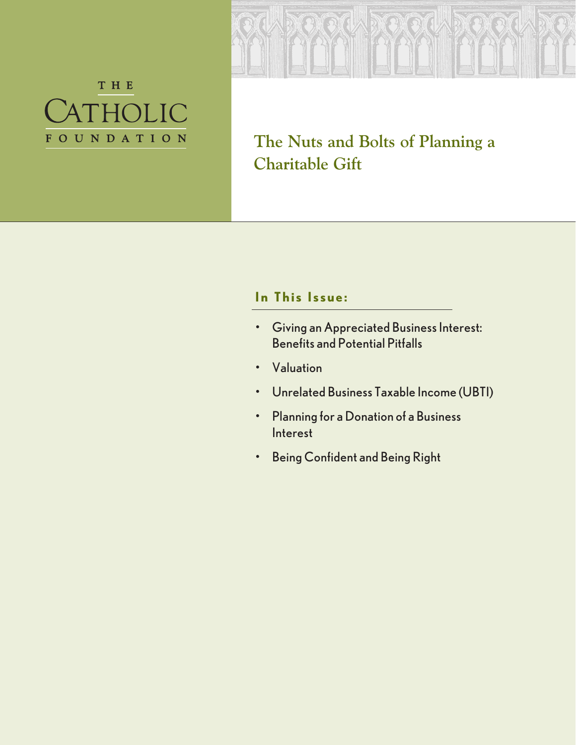THE

CATHOLIC

FOUNDATION

# The Nuts and Bolts of Planning a Charitable Gift

## In This Issue:

- Giving an Appreciated Business Interest: Benefits and Potential Pitfalls
- Valuation
- Unrelated Business Taxable Income (UBTI)
- Planning for a Donation of a Business Interest
- Being Confident and Being Right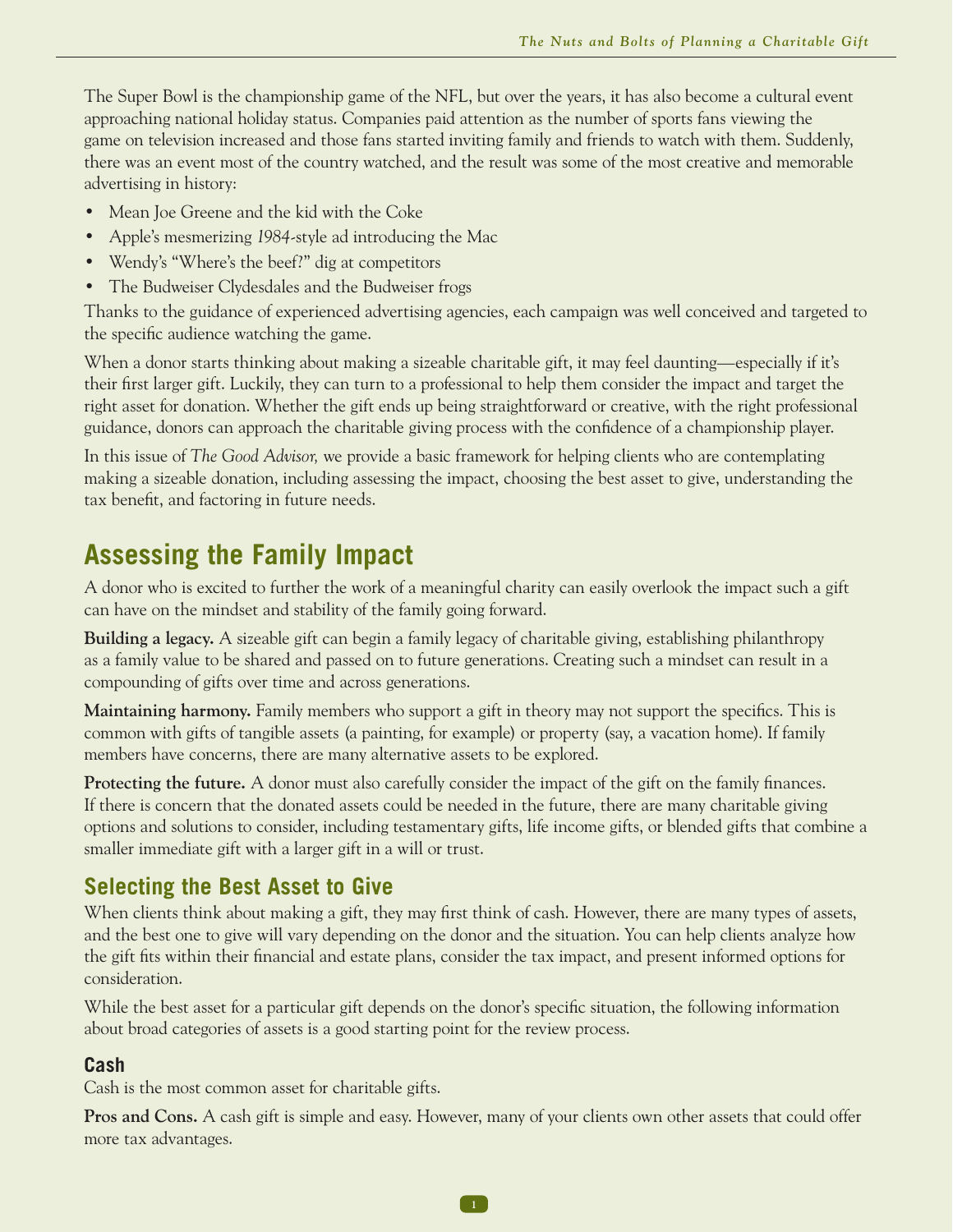The Super Bowl is the championship game of the NFL, but over the years, it has also become a cultural event approaching national holiday status. Companies paid attention as the number of sports fans viewing the game on television increased and those fans started inviting family and friends to watch with them. Suddenly, there was an event most of the country watched, and the result was some of the most creative and memorable advertising in history:

- Mean Joe Greene and the kid with the Coke
- Apple's mesmerizing *1984*-style ad introducing the Mac
- Wendy's "Where's the beef?" dig at competitors
- The Budweiser Clydesdales and the Budweiser frogs

Thanks to the guidance of experienced advertising agencies, each campaign was well conceived and targeted to the specific audience watching the game.

When a donor starts thinking about making a sizeable charitable gift, it may feel daunting—especially if it's their first larger gift. Luckily, they can turn to a professional to help them consider the impact and target the right asset for donation. Whether the gift ends up being straightforward or creative, with the right professional guidance, donors can approach the charitable giving process with the confidence of a championship player.

In this issue of *The Good Advisor,* we provide a basic framework for helping clients who are contemplating making a sizeable donation, including assessing the impact, choosing the best asset to give, understanding the tax benefit, and factoring in future needs.

## Assessing the Family Impact

A donor who is excited to further the work of a meaningful charity can easily overlook the impact such a gift can have on the mindset and stability of the family going forward.

**Building a legacy.** A sizeable gift can begin a family legacy of charitable giving, establishing philanthropy as a family value to be shared and passed on to future generations. Creating such a mindset can result in a compounding of gifts over time and across generations.

**Maintaining harmony.** Family members who support a gift in theory may not support the specifics. This is common with gifts of tangible assets (a painting, for example) or property (say, a vacation home). If family members have concerns, there are many alternative assets to be explored.

**Protecting the future.** A donor must also carefully consider the impact of the gift on the family finances. If there is concern that the donated assets could be needed in the future, there are many charitable giving options and solutions to consider, including testamentary gifts, life income gifts, or blended gifts that combine a smaller immediate gift with a larger gift in a will or trust.

### Selecting the Best Asset to Give

When clients think about making a gift, they may first think of cash. However, there are many types of assets, and the best one to give will vary depending on the donor and the situation. You can help clients analyze how the gift fits within their financial and estate plans, consider the tax impact, and present informed options for consideration.

While the best asset for a particular gift depends on the donor's specific situation, the following information about broad categories of assets is a good starting point for the review process.

#### Cash

Cash is the most common asset for charitable gifts.

**Pros and Cons.** A cash gift is simple and easy. However, many of your clients own other assets that could offer more tax advantages.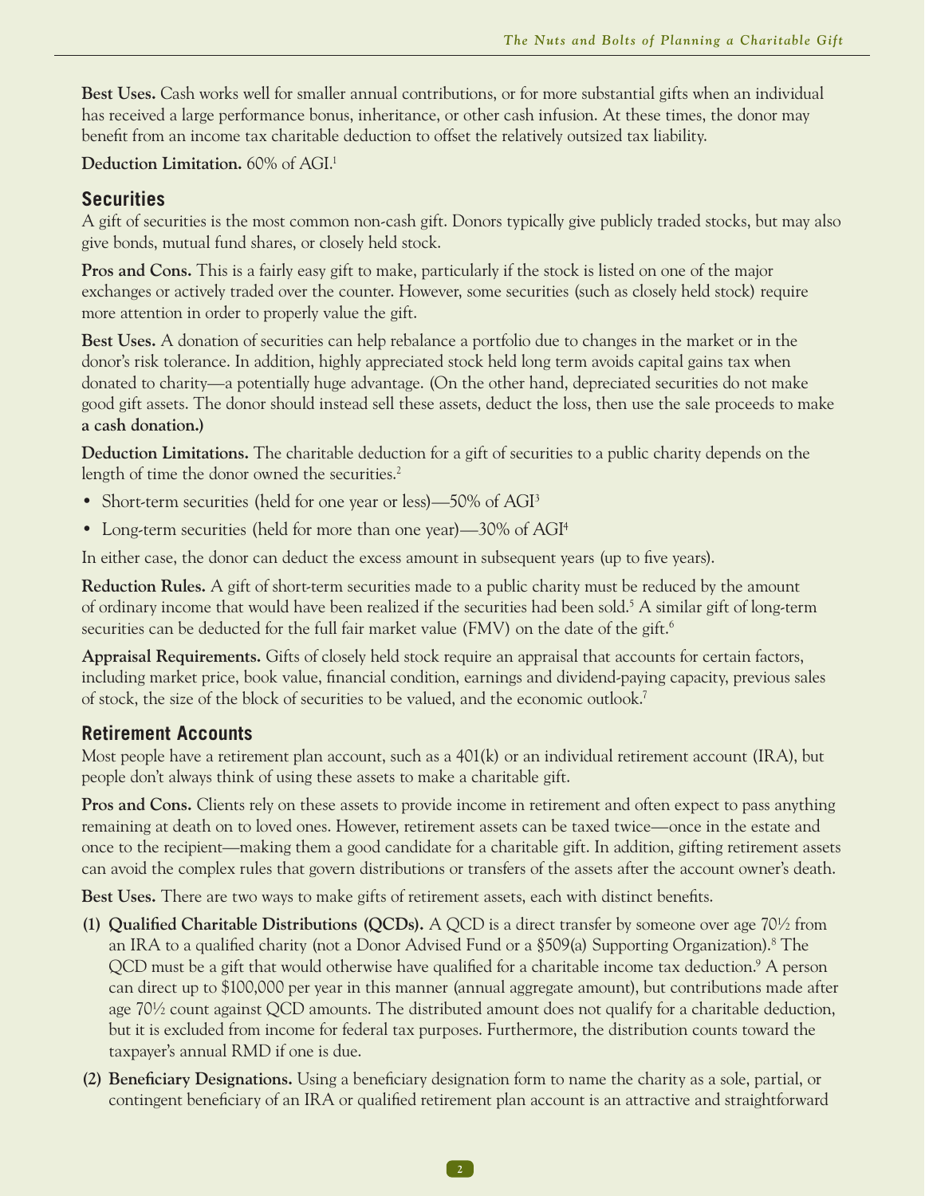**Best Uses.** Cash works well for smaller annual contributions, or for more substantial gifts when an individual has received a large performance bonus, inheritance, or other cash infusion. At these times, the donor may benefit from an income tax charitable deduction to offset the relatively outsized tax liability.

**Deduction Limitation.** 60% of AGI.[1]

## Securities

A gift of securities is the most common non-cash gift. Donors typically give publicly traded stocks, but may also give bonds, mutual fund shares, or closely held stock.

**Pros and Cons.** This is a fairly easy gift to make, particularly if the stock is listed on one of the major exchanges or actively traded over the counter. However, some securities (such as closely held stock) require more attention in order to properly value the gift.

**Best Uses.** A donation of securities can help rebalance a portfolio due to changes in the market or in the donor's risk tolerance. In addition, highly appreciated stock held long term avoids capital gains tax when donated to charity—a potentially huge advantage. (On the other hand, depreciated securities do not make good gift assets. The donor should instead sell these assets, deduct the loss, then use the sale proceeds to make **a cash donation.)**

**Deduction Limitations.** The charitable deduction for a gift of securities to a public charity depends on the length of time the donor owned the securities.[2]

- Short-term securities (held for one year or less)—50% of AGI[3]
- Long-term securities (held for more than one year)—30% of AGI[4]

In either case, the donor can deduct the excess amount in subsequent years (up to five years).

**Reduction Rules.** A gift of short-term securities made to a public charity must be reduced by the amount of ordinary income that would have been realized if the securities had been sold.[5] A similar gift of long-term securities can be deducted for the full fair market value (FMV) on the date of the gift.[6]

**Appraisal Requirements.** Gifts of closely held stock require an appraisal that accounts for certain factors, including market price, book value, financial condition, earnings and dividend-paying capacity, previous sales of stock, the size of the block of securities to be valued, and the economic outlook.[7]

## Retirement Accounts

Most people have a retirement plan account, such as a 401(k) or an individual retirement account (IRA), but people don't always think of using these assets to make a charitable gift.

**Pros and Cons.** Clients rely on these assets to provide income in retirement and often expect to pass anything remaining at death on to loved ones. However, retirement assets can be taxed twice—once in the estate and once to the recipient—making them a good candidate for a charitable gift. In addition, gifting retirement assets can avoid the complex rules that govern distributions or transfers of the assets after the account owner's death.

**Best Uses.** There are two ways to make gifts of retirement assets, each with distinct benefits.

**(1) Qualified Charitable Distributions (QCDs).** A QCD is a direct transfer by someone over age 70½ from an IRA to a qualified charity (not a Donor Advised Fund or a §509(a) Supporting Organization).[8] The QCD must be a gift that would otherwise have qualified for a charitable income tax deduction.[9] A person can direct up to $100,000 per year in this manner (annual aggregate amount), but contributions made after age 70½ count against QCD amounts. The distributed amount does not qualify for a charitable deduction, but it is excluded from income for federal tax purposes. Furthermore, the distribution counts toward the taxpayer's annual RMD if one is due.

**(2) Beneficiary Designations.** Using a beneficiary designation form to name the charity as a sole, partial, or contingent beneficiary of an IRA or qualified retirement plan account is an attractive and straightforward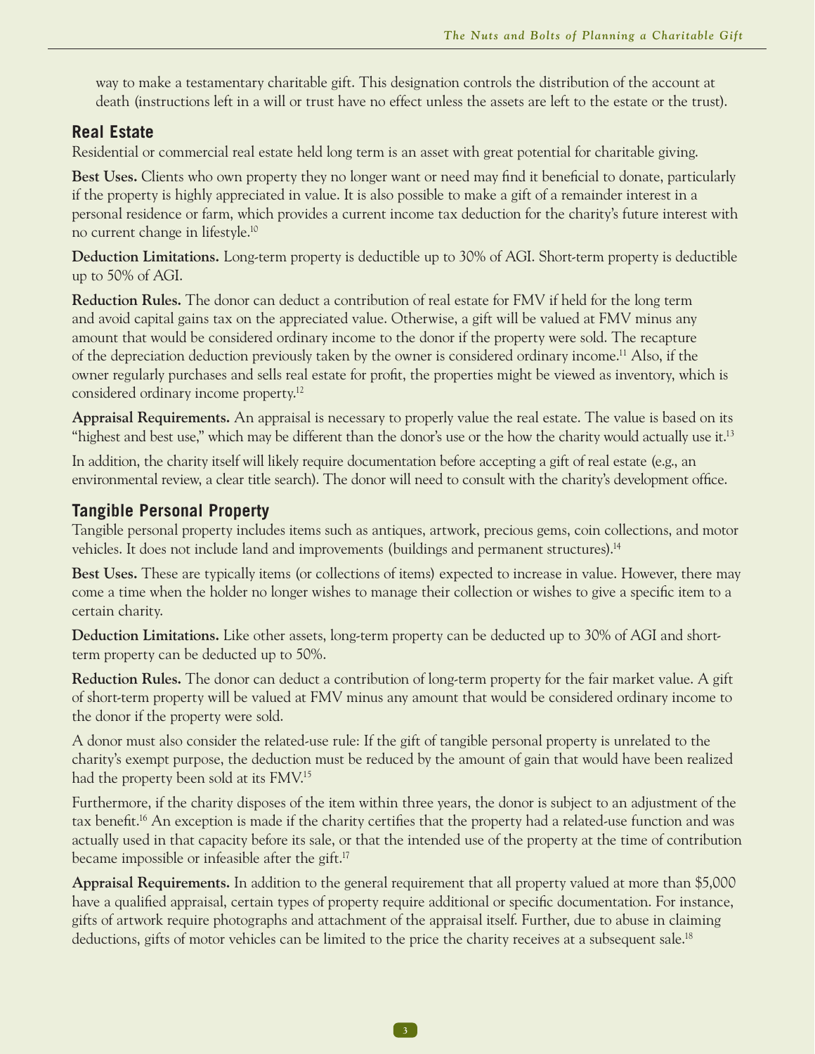way to make a testamentary charitable gift. This designation controls the distribution of the account at death (instructions left in a will or trust have no effect unless the assets are left to the estate or the trust).

## Real Estate

Residential or commercial real estate held long term is an asset with great potential for charitable giving.

**Best Uses.** Clients who own property they no longer want or need may find it beneficial to donate, particularly if the property is highly appreciated in value. It is also possible to make a gift of a remainder interest in a personal residence or farm, which provides a current income tax deduction for the charity's future interest with no current change in lifestyle.[10]

**Deduction Limitations.** Long-term property is deductible up to 30% of AGI. Short-term property is deductible up to 50% of AGI.

**Reduction Rules.** The donor can deduct a contribution of real estate for FMV if held for the long term and avoid capital gains tax on the appreciated value. Otherwise, a gift will be valued at FMV minus any amount that would be considered ordinary income to the donor if the property were sold. The recapture of the depreciation deduction previously taken by the owner is considered ordinary income.[11] Also, if the owner regularly purchases and sells real estate for profit, the properties might be viewed as inventory, which is considered ordinary income property.[12]

**Appraisal Requirements.** An appraisal is necessary to properly value the real estate. The value is based on its "highest and best use," which may be different than the donor's use or the how the charity would actually use it.[13]

In addition, the charity itself will likely require documentation before accepting a gift of real estate (e.g., an environmental review, a clear title search). The donor will need to consult with the charity's development office.

## Tangible Personal Property

Tangible personal property includes items such as antiques, artwork, precious gems, coin collections, and motor vehicles. It does not include land and improvements (buildings and permanent structures).[14]

**Best Uses.** These are typically items (or collections of items) expected to increase in value. However, there may come a time when the holder no longer wishes to manage their collection or wishes to give a specific item to a certain charity.

**Deduction Limitations.** Like other assets, long-term property can be deducted up to 30% of AGI and short-term property can be deducted up to 50%.

**Reduction Rules.** The donor can deduct a contribution of long-term property for the fair market value. A gift of short-term property will be valued at FMV minus any amount that would be considered ordinary income to the donor if the property were sold.

A donor must also consider the related-use rule: If the gift of tangible personal property is unrelated to the charity's exempt purpose, the deduction must be reduced by the amount of gain that would have been realized had the property been sold at its FMV.[15]

Furthermore, if the charity disposes of the item within three years, the donor is subject to an adjustment of the tax benefit.[16] An exception is made if the charity certifies that the property had a related-use function and was actually used in that capacity before its sale, or that the intended use of the property at the time of contribution became impossible or infeasible after the gift.[17]

**Appraisal Requirements.** In addition to the general requirement that all property valued at more than $5,000 have a qualified appraisal, certain types of property require additional or specific documentation. For instance, gifts of artwork require photographs and attachment of the appraisal itself. Further, due to abuse in claiming deductions, gifts of motor vehicles can be limited to the price the charity receives at a subsequent sale.[18]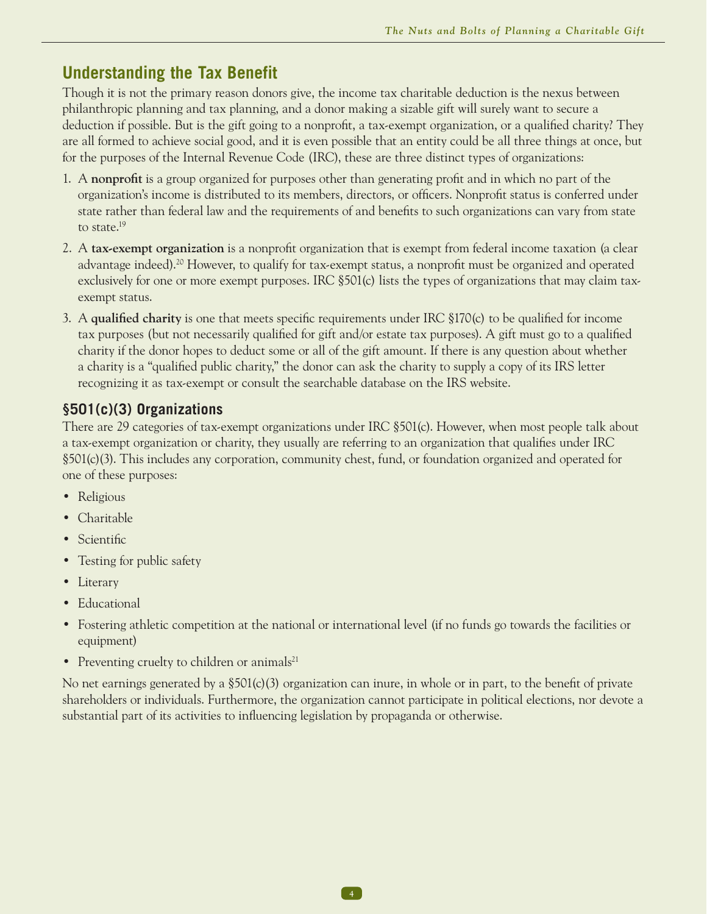## Understanding the Tax Benefit

Though it is not the primary reason donors give, the income tax charitable deduction is the nexus between philanthropic planning and tax planning, and a donor making a sizable gift will surely want to secure a deduction if possible. But is the gift going to a nonprofit, a tax-exempt organization, or a qualified charity? They are all formed to achieve social good, and it is even possible that an entity could be all three things at once, but for the purposes of the Internal Revenue Code (IRC), these are three distinct types of organizations:

1. A **nonprofit** is a group organized for purposes other than generating profit and in which no part of the organization's income is distributed to its members, directors, or officers. Nonprofit status is conferred under state rather than federal law and the requirements of and benefits to such organizations can vary from state to state.[19]
2. A **tax-exempt organization** is a nonprofit organization that is exempt from federal income taxation (a clear advantage indeed).[20] However, to qualify for tax-exempt status, a nonprofit must be organized and operated exclusively for one or more exempt purposes. IRC §501(c) lists the types of organizations that may claim tax-exempt status.
3. A **qualified charity** is one that meets specific requirements under IRC §170(c) to be qualified for income tax purposes (but not necessarily qualified for gift and/or estate tax purposes). A gift must go to a qualified charity if the donor hopes to deduct some or all of the gift amount. If there is any question about whether a charity is a "qualified public charity," the donor can ask the charity to supply a copy of its IRS letter recognizing it as tax-exempt or consult the searchable database on the IRS website.

### §501(c)(3) Organizations

There are 29 categories of tax-exempt organizations under IRC §501(c). However, when most people talk about a tax-exempt organization or charity, they usually are referring to an organization that qualifies under IRC §501(c)(3). This includes any corporation, community chest, fund, or foundation organized and operated for one of these purposes:

- Religious
- Charitable
- Scientific
- Testing for public safety
- Literary
- Educational
- Fostering athletic competition at the national or international level (if no funds go towards the facilities or equipment)
- Preventing cruelty to children or animals[21]

No net earnings generated by a §501(c)(3) organization can inure, in whole or in part, to the benefit of private shareholders or individuals. Furthermore, the organization cannot participate in political elections, nor devote a substantial part of its activities to influencing legislation by propaganda or otherwise.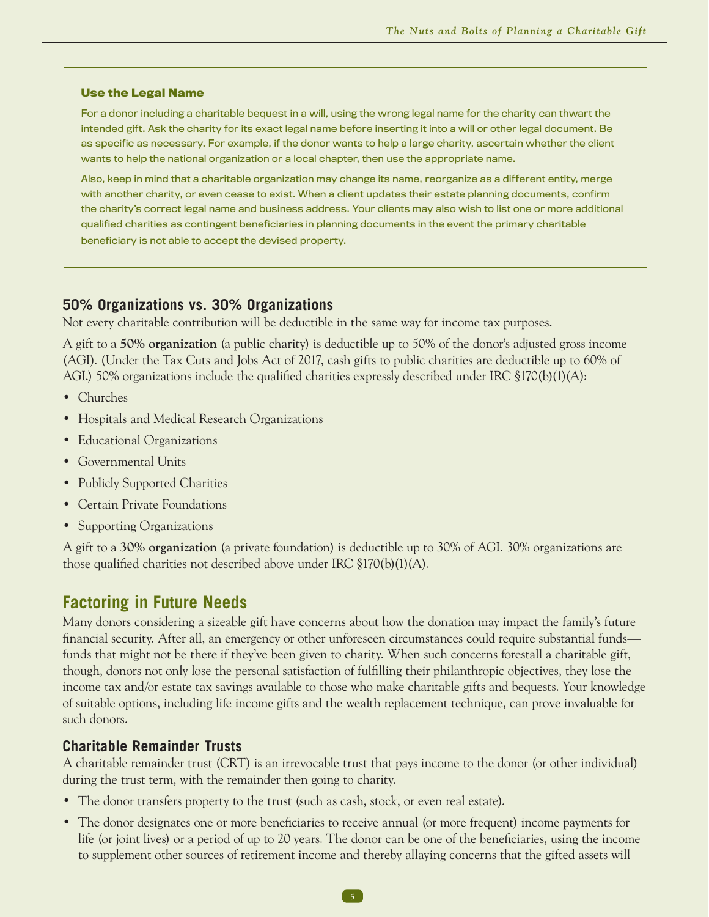### Use the Legal Name

For a donor including a charitable bequest in a will, using the wrong legal name for the charity can thwart the intended gift. Ask the charity for its exact legal name before inserting it into a will or other legal document. Be as specific as necessary. For example, if the donor wants to help a large charity, ascertain whether the client wants to help the national organization or a local chapter, then use the appropriate name.

Also, keep in mind that a charitable organization may change its name, reorganize as a different entity, merge with another charity, or even cease to exist. When a client updates their estate planning documents, confirm the charity's correct legal name and business address. Your clients may also wish to list one or more additional qualified charities as contingent beneficiaries in planning documents in the event the primary charitable beneficiary is not able to accept the devised property.

### 50% Organizations vs. 30% Organizations

Not every charitable contribution will be deductible in the same way for income tax purposes.

A gift to a **50% organization** (a public charity) is deductible up to 50% of the donor's adjusted gross income (AGI). (Under the Tax Cuts and Jobs Act of 2017, cash gifts to public charities are deductible up to 60% of AGI.) 50% organizations include the qualified charities expressly described under IRC §170(b)(1)(A):

- Churches
- Hospitals and Medical Research Organizations
- Educational Organizations
- Governmental Units
- Publicly Supported Charities
- Certain Private Foundations
- Supporting Organizations

A gift to a **30% organization** (a private foundation) is deductible up to 30% of AGI. 30% organizations are those qualified charities not described above under IRC §170(b)(1)(A).

## Factoring in Future Needs

Many donors considering a sizeable gift have concerns about how the donation may impact the family's future financial security. After all, an emergency or other unforeseen circumstances could require substantial funds—funds that might not be there if they've been given to charity. When such concerns forestall a charitable gift, though, donors not only lose the personal satisfaction of fulfilling their philanthropic objectives, they lose the income tax and/or estate tax savings available to those who make charitable gifts and bequests. Your knowledge of suitable options, including life income gifts and the wealth replacement technique, can prove invaluable for such donors.

### Charitable Remainder Trusts

A charitable remainder trust (CRT) is an irrevocable trust that pays income to the donor (or other individual) during the trust term, with the remainder then going to charity.

- The donor transfers property to the trust (such as cash, stock, or even real estate).
- The donor designates one or more beneficiaries to receive annual (or more frequent) income payments for life (or joint lives) or a period of up to 20 years. The donor can be one of the beneficiaries, using the income to supplement other sources of retirement income and thereby allaying concerns that the gifted assets will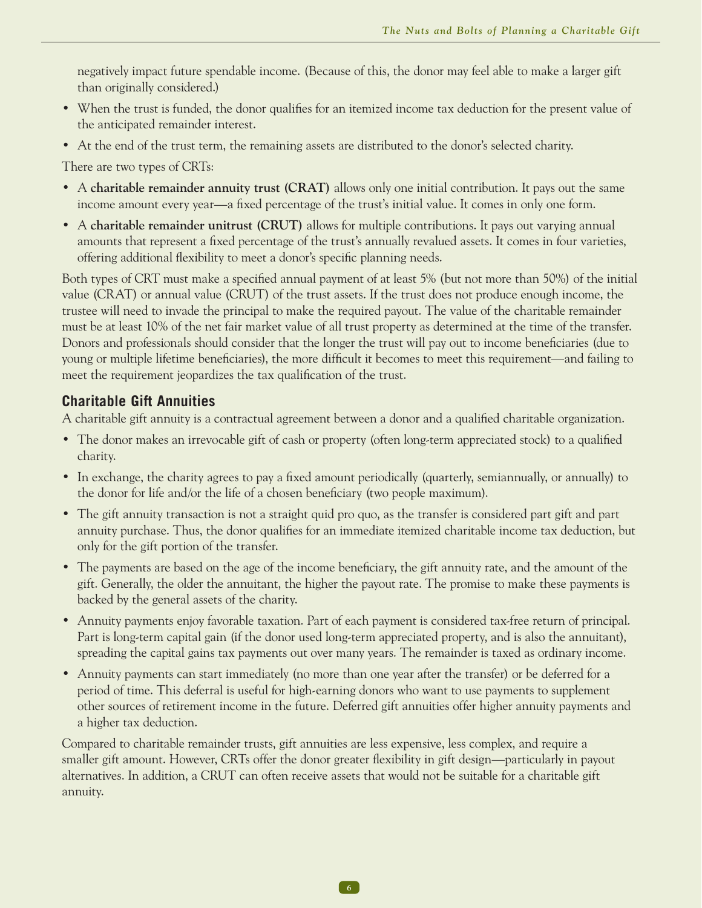negatively impact future spendable income. (Because of this, the donor may feel able to make a larger gift than originally considered.)

- When the trust is funded, the donor qualifies for an itemized income tax deduction for the present value of the anticipated remainder interest.
- At the end of the trust term, the remaining assets are distributed to the donor's selected charity.

There are two types of CRTs:

- A **charitable remainder annuity trust (CRAT)** allows only one initial contribution. It pays out the same income amount every year—a fixed percentage of the trust's initial value. It comes in only one form.
- A **charitable remainder unitrust (CRUT)** allows for multiple contributions. It pays out varying annual amounts that represent a fixed percentage of the trust's annually revalued assets. It comes in four varieties, offering additional flexibility to meet a donor's specific planning needs.

Both types of CRT must make a specified annual payment of at least 5% (but not more than 50%) of the initial value (CRAT) or annual value (CRUT) of the trust assets. If the trust does not produce enough income, the trustee will need to invade the principal to make the required payout. The value of the charitable remainder must be at least 10% of the net fair market value of all trust property as determined at the time of the transfer. Donors and professionals should consider that the longer the trust will pay out to income beneficiaries (due to young or multiple lifetime beneficiaries), the more difficult it becomes to meet this requirement—and failing to meet the requirement jeopardizes the tax qualification of the trust.

## Charitable Gift Annuities

A charitable gift annuity is a contractual agreement between a donor and a qualified charitable organization.

- The donor makes an irrevocable gift of cash or property (often long-term appreciated stock) to a qualified charity.
- In exchange, the charity agrees to pay a fixed amount periodically (quarterly, semiannually, or annually) to the donor for life and/or the life of a chosen beneficiary (two people maximum).
- The gift annuity transaction is not a straight quid pro quo, as the transfer is considered part gift and part annuity purchase. Thus, the donor qualifies for an immediate itemized charitable income tax deduction, but only for the gift portion of the transfer.
- The payments are based on the age of the income beneficiary, the gift annuity rate, and the amount of the gift. Generally, the older the annuitant, the higher the payout rate. The promise to make these payments is backed by the general assets of the charity.
- Annuity payments enjoy favorable taxation. Part of each payment is considered tax-free return of principal. Part is long-term capital gain (if the donor used long-term appreciated property, and is also the annuitant), spreading the capital gains tax payments out over many years. The remainder is taxed as ordinary income.
- Annuity payments can start immediately (no more than one year after the transfer) or be deferred for a period of time. This deferral is useful for high-earning donors who want to use payments to supplement other sources of retirement income in the future. Deferred gift annuities offer higher annuity payments and a higher tax deduction.

Compared to charitable remainder trusts, gift annuities are less expensive, less complex, and require a smaller gift amount. However, CRTs offer the donor greater flexibility in gift design—particularly in payout alternatives. In addition, a CRUT can often receive assets that would not be suitable for a charitable gift annuity.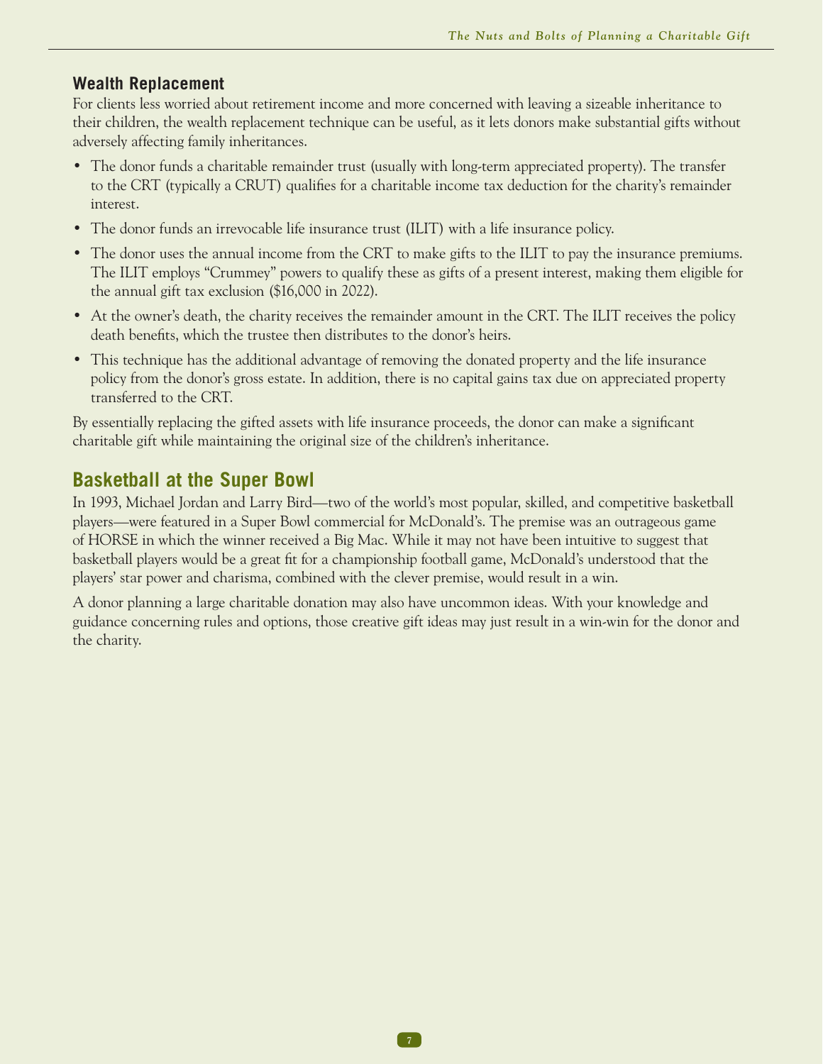### Wealth Replacement

For clients less worried about retirement income and more concerned with leaving a sizeable inheritance to their children, the wealth replacement technique can be useful, as it lets donors make substantial gifts without adversely affecting family inheritances.

- The donor funds a charitable remainder trust (usually with long-term appreciated property). The transfer to the CRT (typically a CRUT) qualifies for a charitable income tax deduction for the charity's remainder interest.
- The donor funds an irrevocable life insurance trust (ILIT) with a life insurance policy.
- The donor uses the annual income from the CRT to make gifts to the ILIT to pay the insurance premiums. The ILIT employs "Crummey" powers to qualify these as gifts of a present interest, making them eligible for the annual gift tax exclusion ($16,000 in 2022).
- At the owner's death, the charity receives the remainder amount in the CRT. The ILIT receives the policy death benefits, which the trustee then distributes to the donor's heirs.
- This technique has the additional advantage of removing the donated property and the life insurance policy from the donor's gross estate. In addition, there is no capital gains tax due on appreciated property transferred to the CRT.

By essentially replacing the gifted assets with life insurance proceeds, the donor can make a significant charitable gift while maintaining the original size of the children's inheritance.

## Basketball at the Super Bowl

In 1993, Michael Jordan and Larry Bird—two of the world's most popular, skilled, and competitive basketball players—were featured in a Super Bowl commercial for McDonald's. The premise was an outrageous game of HORSE in which the winner received a Big Mac. While it may not have been intuitive to suggest that basketball players would be a great fit for a championship football game, McDonald's understood that the players' star power and charisma, combined with the clever premise, would result in a win.

A donor planning a large charitable donation may also have uncommon ideas. With your knowledge and guidance concerning rules and options, those creative gift ideas may just result in a win-win for the donor and the charity.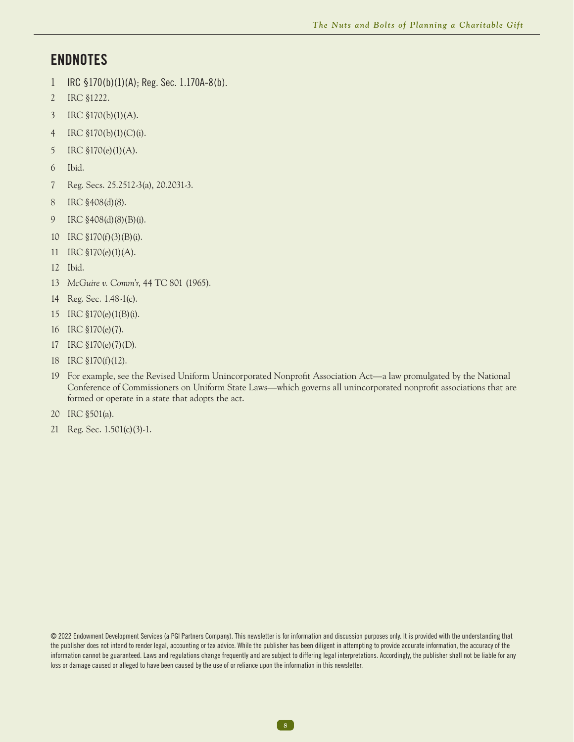## ENDNOTES

1. IRC §170(b)(1)(A); Reg. Sec. 1.170A-8(b).
2. IRC §1222.
3. IRC §170(b)(1)(A).
4. IRC §170(b)(1)(C)(i).
5. IRC §170(e)(1)(A).
6. Ibid.
7. Reg. Secs. 25.2512-3(a), 20.2031-3.
8. IRC §408(d)(8).
9. IRC §408(d)(8)(B)(i).
10. IRC §170(f)(3)(B)(i).
11. IRC §170(e)(1)(A).
12. Ibid.
13. *McGuire v. Comm'r*, 44 TC 801 (1965).
14. Reg. Sec. 1.48-1(c).
15. IRC §170(e)(1(B)(i).
16. IRC §170(e)(7).
17. IRC §170(e)(7)(D).
18. IRC §170(f)(12).
19. For example, see the Revised Uniform Unincorporated Nonprofit Association Act—a law promulgated by the National Conference of Commissioners on Uniform State Laws—which governs all unincorporated nonprofit associations that are formed or operate in a state that adopts the act.
20. IRC §501(a).
21. Reg. Sec. 1.501(c)(3)-1.

© 2022 Endowment Development Services (a PGI Partners Company). This newsletter is for information and discussion purposes only. It is provided with the understanding that the publisher does not intend to render legal, accounting or tax advice. While the publisher has been diligent in attempting to provide accurate information, the accuracy of the information cannot be guaranteed. Laws and regulations change frequently and are subject to differing legal interpretations. Accordingly, the publisher shall not be liable for any loss or damage caused or alleged to have been caused by the use of or reliance upon the information in this newsletter.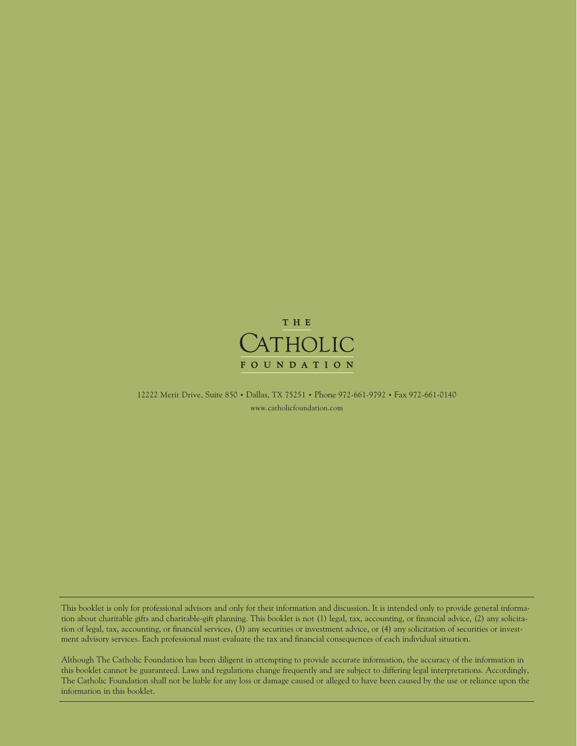THE CATHOLIC FOUNDATION

12222 Merit Drive, Suite 850 • Dallas, TX 75251 • Phone 972-661-9792 • Fax 972-661-0140

www.catholicfoundation.com

This booklet is only for professional advisors and only for their information and discussion. It is intended only to provide general information about charitable gifts and charitable-gift planning. This booklet is not (1) legal, tax, accounting, or financial advice, (2) any solicitation of legal, tax, accounting, or financial services, (3) any securities or investment advice, or (4) any solicitation of securities or investment advisory services. Each professional must evaluate the tax and financial consequences of each individual situation.

Although The Catholic Foundation has been diligent in attempting to provide accurate information, the accuracy of the information in this booklet cannot be guaranteed. Laws and regulations change frequently and are subject to differing legal interpretations. Accordingly, The Catholic Foundation shall not be liable for any loss or damage caused or alleged to have been caused by the use or reliance upon the information in this booklet.